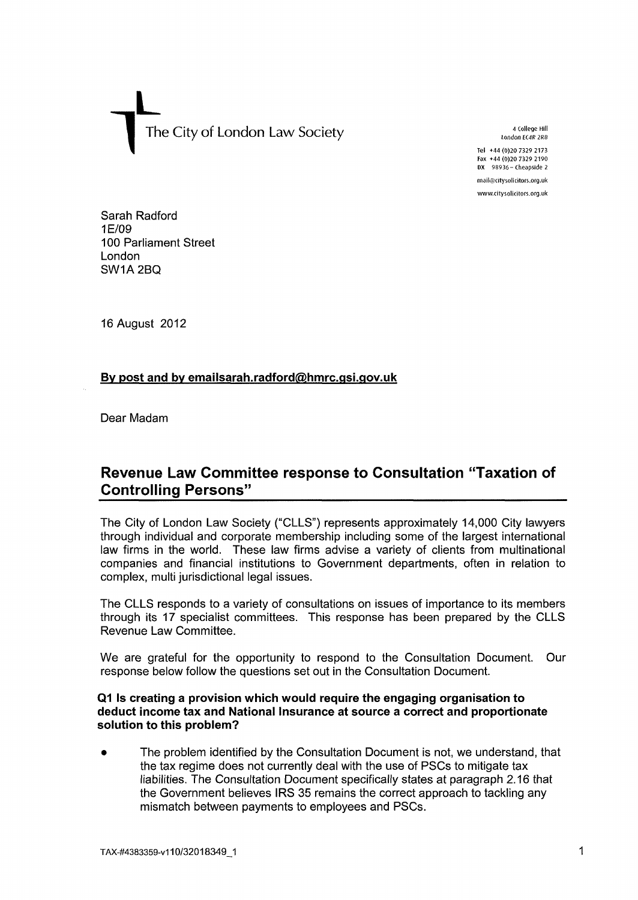The City of London Law Society

4 College Hill
London EC4R 2RB

Tel +44 (0)20 7329 2173
Fax +44 (0)20 7329 2190
DX 98936 – Cheapside 2

mail@citysolicitors.org.uk
www.citysolicitors.org.uk

Sarah Radford
1E/09
100 Parliament Street
London
SW1A 2BQ

16 August 2012

**By post and by emailsarah.radford@hmrc.gsi.gov.uk**

Dear Madam

## Revenue Law Committee response to Consultation "Taxation of Controlling Persons"

The City of London Law Society ("CLLS") represents approximately 14,000 City lawyers through individual and corporate membership including some of the largest international law firms in the world. These law firms advise a variety of clients from multinational companies and financial institutions to Government departments, often in relation to complex, multi jurisdictional legal issues.

The CLLS responds to a variety of consultations on issues of importance to its members through its 17 specialist committees. This response has been prepared by the CLLS Revenue Law Committee.

We are grateful for the opportunity to respond to the Consultation Document. Our response below follow the questions set out in the Consultation Document.

### Q1 Is creating a provision which would require the engaging organisation to deduct income tax and National Insurance at source a correct and proportionate solution to this problem?

- The problem identified by the Consultation Document is not, we understand, that the tax regime does not currently deal with the use of PSCs to mitigate tax liabilities. The Consultation Document specifically states at paragraph 2.16 that the Government believes IRS 35 remains the correct approach to tackling any mismatch between payments to employees and PSCs.

TAX-#4383359-v110/32018349_1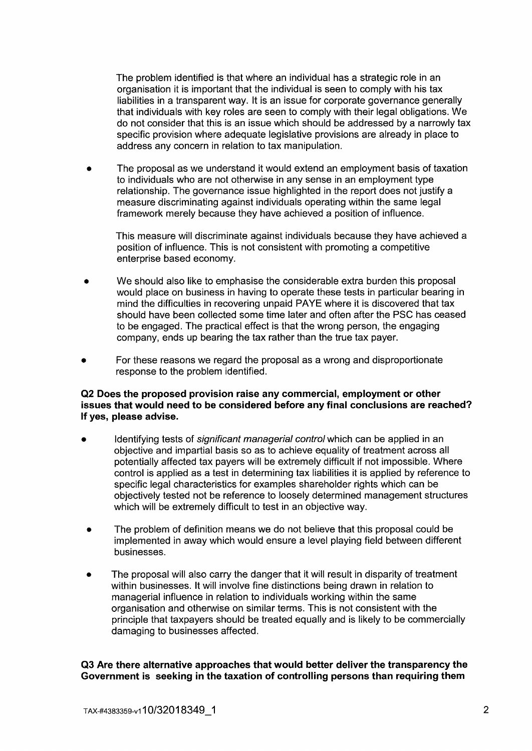The problem identified is that where an individual has a strategic role in an organisation it is important that the individual is seen to comply with his tax liabilities in a transparent way. It is an issue for corporate governance generally that individuals with key roles are seen to comply with their legal obligations. We do not consider that this is an issue which should be addressed by a narrowly tax specific provision where adequate legislative provisions are already in place to address any concern in relation to tax manipulation.

- The proposal as we understand it would extend an employment basis of taxation to individuals who are not otherwise in any sense in an employment type relationship. The governance issue highlighted in the report does not justify a measure discriminating against individuals operating within the same legal framework merely because they have achieved a position of influence.

  This measure will discriminate against individuals because they have achieved a position of influence. This is not consistent with promoting a competitive enterprise based economy.

- We should also like to emphasise the considerable extra burden this proposal would place on business in having to operate these tests in particular bearing in mind the difficulties in recovering unpaid PAYE where it is discovered that tax should have been collected some time later and often after the PSC has ceased to be engaged. The practical effect is that the wrong person, the engaging company, ends up bearing the tax rather than the true tax payer.

- For these reasons we regard the proposal as a wrong and disproportionate response to the problem identified.

**Q2 Does the proposed provision raise any commercial, employment or other issues that would need to be considered before any final conclusions are reached? If yes, please advise.**

- Identifying tests of *significant managerial control* which can be applied in an objective and impartial basis so as to achieve equality of treatment across all potentially affected tax payers will be extremely difficult if not impossible. Where control is applied as a test in determining tax liabilities it is applied by reference to specific legal characteristics for examples shareholder rights which can be objectively tested not be reference to loosely determined management structures which will be extremely difficult to test in an objective way.

- The problem of definition means we do not believe that this proposal could be implemented in away which would ensure a level playing field between different businesses.

- The proposal will also carry the danger that it will result in disparity of treatment within businesses. It will involve fine distinctions being drawn in relation to managerial influence in relation to individuals working within the same organisation and otherwise on similar terms. This is not consistent with the principle that taxpayers should be treated equally and is likely to be commercially damaging to businesses affected.

**Q3 Are there alternative approaches that would better deliver the transparency the Government is seeking in the taxation of controlling persons than requiring them**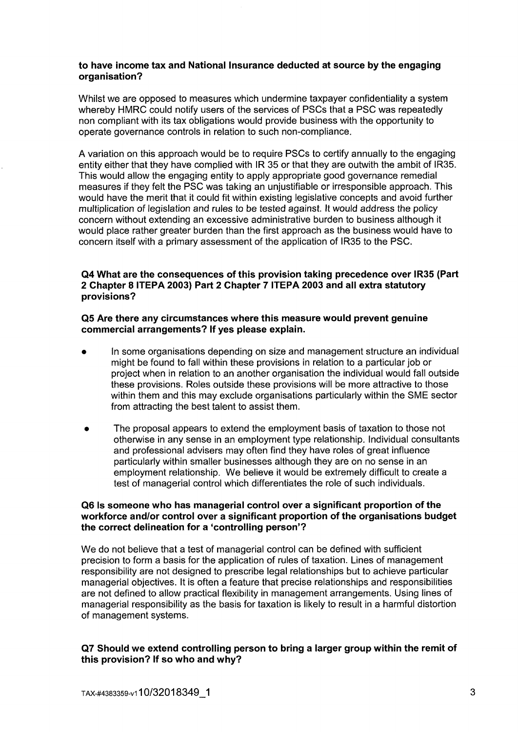**to have income tax and National Insurance deducted at source by the engaging organisation?**

Whilst we are opposed to measures which undermine taxpayer confidentiality a system whereby HMRC could notify users of the services of PSCs that a PSC was repeatedly non compliant with its tax obligations would provide business with the opportunity to operate governance controls in relation to such non-compliance.

A variation on this approach would be to require PSCs to certify annually to the engaging entity either that they have complied with IR 35 or that they are outwith the ambit of IR35. This would allow the engaging entity to apply appropriate good governance remedial measures if they felt the PSC was taking an unjustifiable or irresponsible approach. This would have the merit that it could fit within existing legislative concepts and avoid further multiplication of legislation and rules to be tested against. It would address the policy concern without extending an excessive administrative burden to business although it would place rather greater burden than the first approach as the business would have to concern itself with a primary assessment of the application of IR35 to the PSC.

**Q4 What are the consequences of this provision taking precedence over IR35 (Part 2 Chapter 8 ITEPA 2003) Part 2 Chapter 7 ITEPA 2003 and all extra statutory provisions?**

**Q5 Are there any circumstances where this measure would prevent genuine commercial arrangements? If yes please explain.**

- In some organisations depending on size and management structure an individual might be found to fall within these provisions in relation to a particular job or project when in relation to an another organisation the individual would fall outside these provisions. Roles outside these provisions will be more attractive to those within them and this may exclude organisations particularly within the SME sector from attracting the best talent to assist them.

- The proposal appears to extend the employment basis of taxation to those not otherwise in any sense in an employment type relationship. Individual consultants and professional advisers may often find they have roles of great influence particularly within smaller businesses although they are on no sense in an employment relationship. We believe it would be extremely difficult to create a test of managerial control which differentiates the role of such individuals.

**Q6 Is someone who has managerial control over a significant proportion of the workforce and/or control over a significant proportion of the organisations budget the correct delineation for a 'controlling person'?**

We do not believe that a test of managerial control can be defined with sufficient precision to form a basis for the application of rules of taxation. Lines of management responsibility are not designed to prescribe legal relationships but to achieve particular managerial objectives. It is often a feature that precise relationships and responsibilities are not defined to allow practical flexibility in management arrangements. Using lines of managerial responsibility as the basis for taxation is likely to result in a harmful distortion of management systems.

**Q7 Should we extend controlling person to bring a larger group within the remit of this provision? If so who and why?**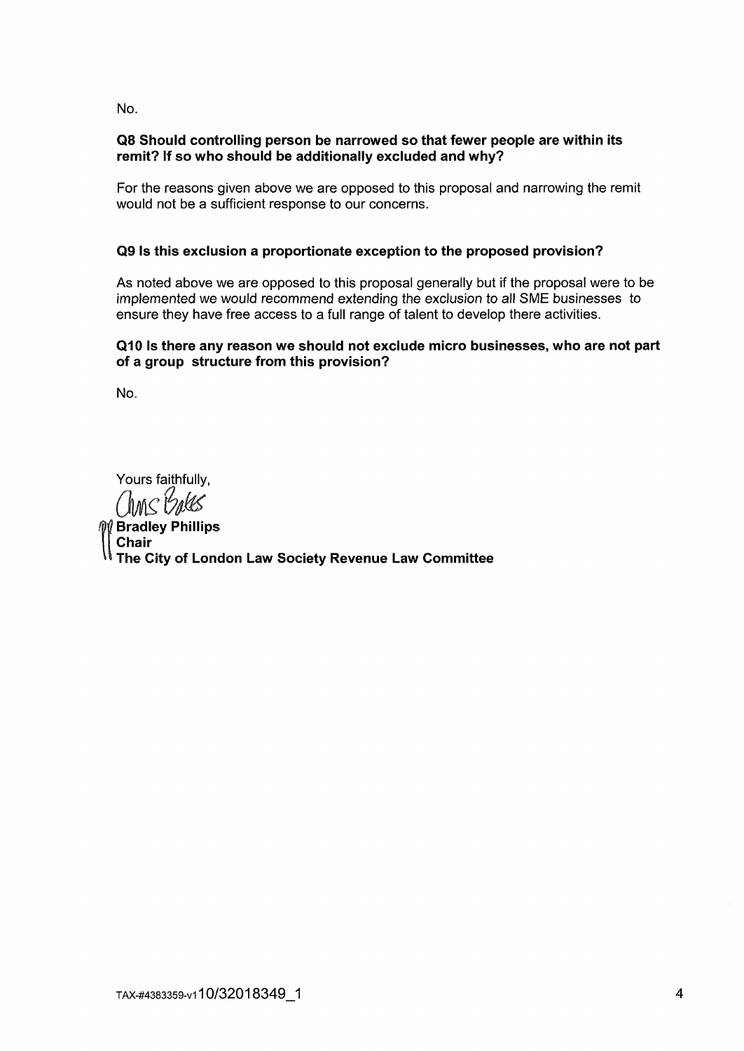No.

**Q8 Should controlling person be narrowed so that fewer people are within its remit? If so who should be additionally excluded and why?**

For the reasons given above we are opposed to this proposal and narrowing the remit would not be a sufficient response to our concerns.

**Q9 Is this exclusion a proportionate exception to the proposed provision?**

As noted above we are opposed to this proposal generally but if the proposal were to be implemented we would recommend extending the exclusion to all SME businesses to ensure they have free access to a full range of talent to develop there activities.

**Q10 Is there any reason we should not exclude micro businesses, who are not part of a group structure from this provision?**

No.

Yours faithfully,

**Bradley Phillips**
**Chair**
**The City of London Law Society Revenue Law Committee**

TAX-#4383359-v1 10/32018349_1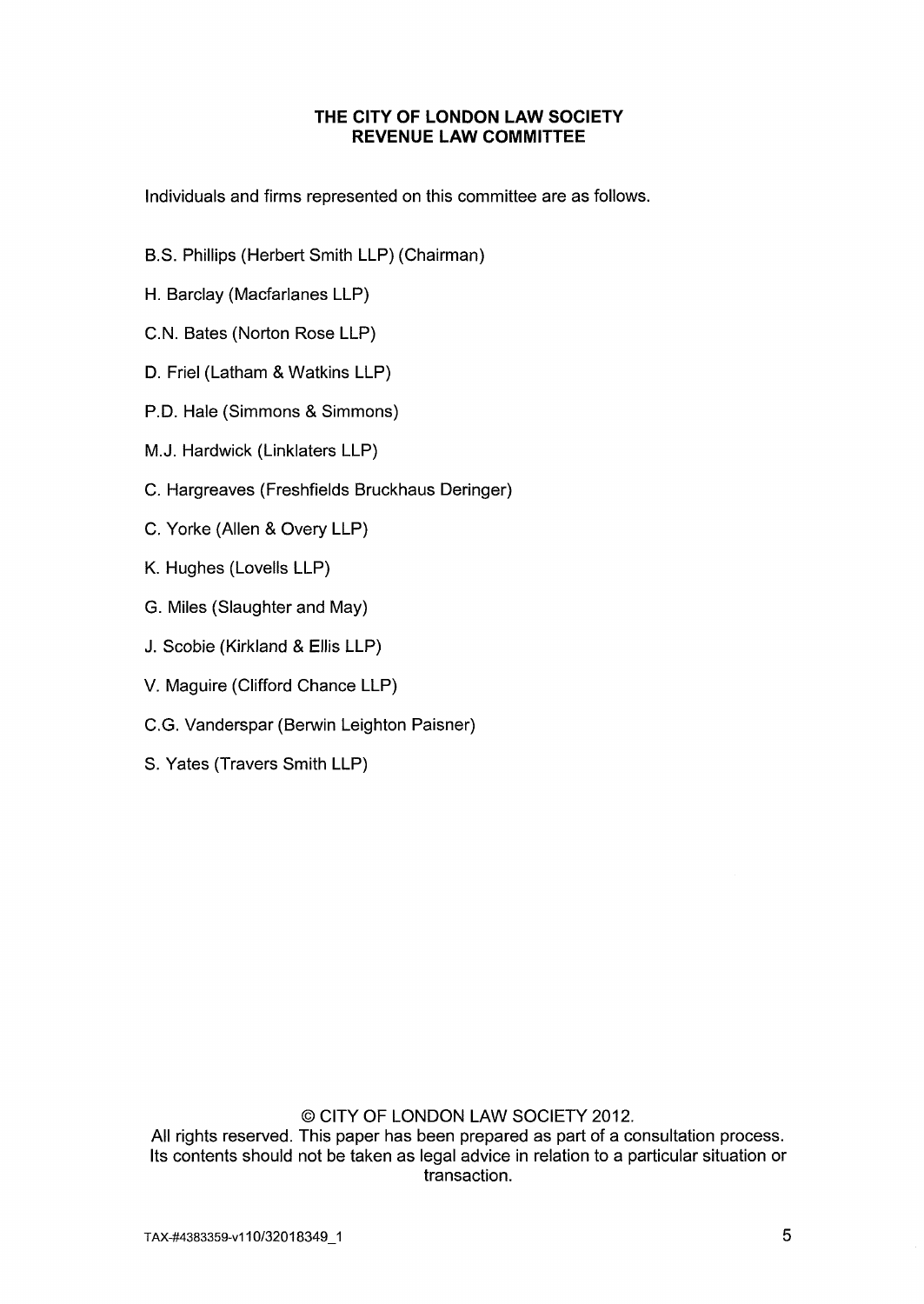# THE CITY OF LONDON LAW SOCIETY
## REVENUE LAW COMMITTEE

Individuals and firms represented on this committee are as follows.

B.S. Phillips (Herbert Smith LLP) (Chairman)

H. Barclay (Macfarlanes LLP)

C.N. Bates (Norton Rose LLP)

D. Friel (Latham & Watkins LLP)

P.D. Hale (Simmons & Simmons)

M.J. Hardwick (Linklaters LLP)

C. Hargreaves (Freshfields Bruckhaus Deringer)

C. Yorke (Allen & Overy LLP)

K. Hughes (Lovells LLP)

G. Miles (Slaughter and May)

J. Scobie (Kirkland & Ellis LLP)

V. Maguire (Clifford Chance LLP)

C.G. Vanderspar (Berwin Leighton Paisner)

S. Yates (Travers Smith LLP)

© CITY OF LONDON LAW SOCIETY 2012.

All rights reserved. This paper has been prepared as part of a consultation process. Its contents should not be taken as legal advice in relation to a particular situation or transaction.

TAX-#4383359-v110/32018349_1